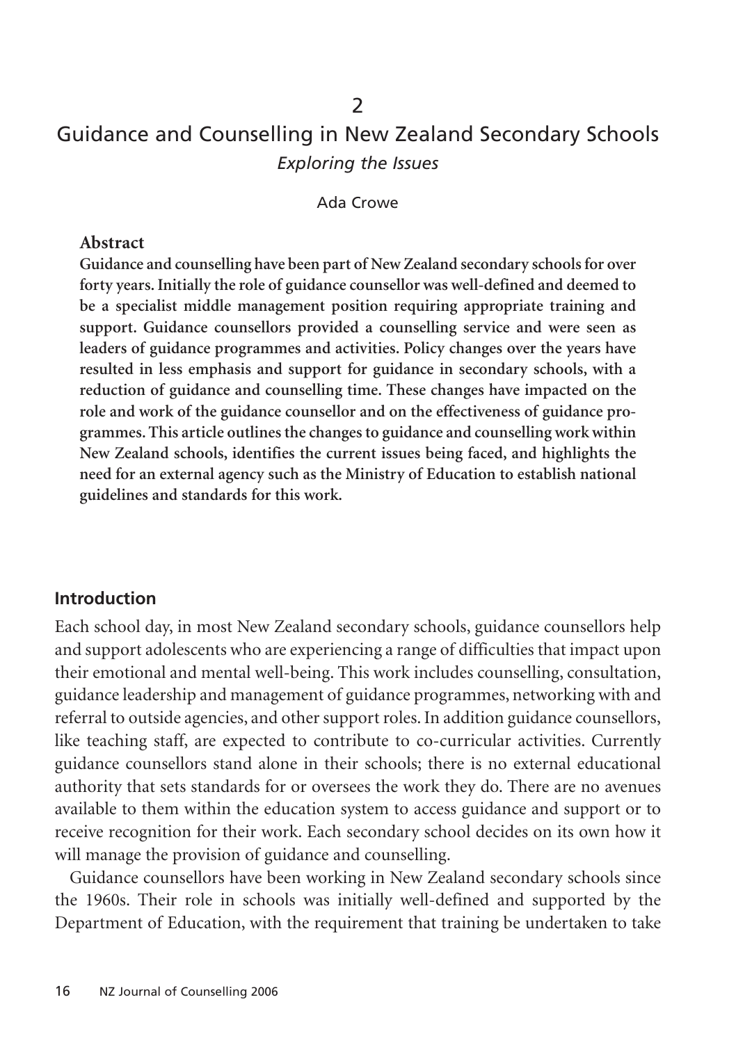2

# Guidance and Counselling in New Zealand Secondary Schools

*Exploring the Issues*

Ada Crowe

## Abstract

**Guidance and counselling have been part of New Zealand secondary schools for over forty years. Initially the role of guidance counsellor was well-defined and deemed to be a specialist middle management position requiring appropriate training and support. Guidance counsellors provided a counselling service and were seen as leaders of guidance programmes and activities. Policy changes over the years have resulted in less emphasis and support for guidance in secondary schools, with a reduction of guidance and counselling time. These changes have impacted on the role and work of the guidance counsellor and on the effectiveness of guidance programmes. This article outlines the changes to guidance and counselling work within New Zealand schools, identifies the current issues being faced, and highlights the need for an external agency such as the Ministry of Education to establish national guidelines and standards for this work.**

## Introduction

Each school day, in most New Zealand secondary schools, guidance counsellors help and support adolescents who are experiencing a range of difficulties that impact upon their emotional and mental well-being. This work includes counselling, consultation, guidance leadership and management of guidance programmes, networking with and referral to outside agencies, and other support roles. In addition guidance counsellors, like teaching staff, are expected to contribute to co-curricular activities. Currently guidance counsellors stand alone in their schools; there is no external educational authority that sets standards for or oversees the work they do. There are no avenues available to them within the education system to access guidance and support or to receive recognition for their work. Each secondary school decides on its own how it will manage the provision of guidance and counselling.

Guidance counsellors have been working in New Zealand secondary schools since the 1960s. Their role in schools was initially well-defined and supported by the Department of Education, with the requirement that training be undertaken to take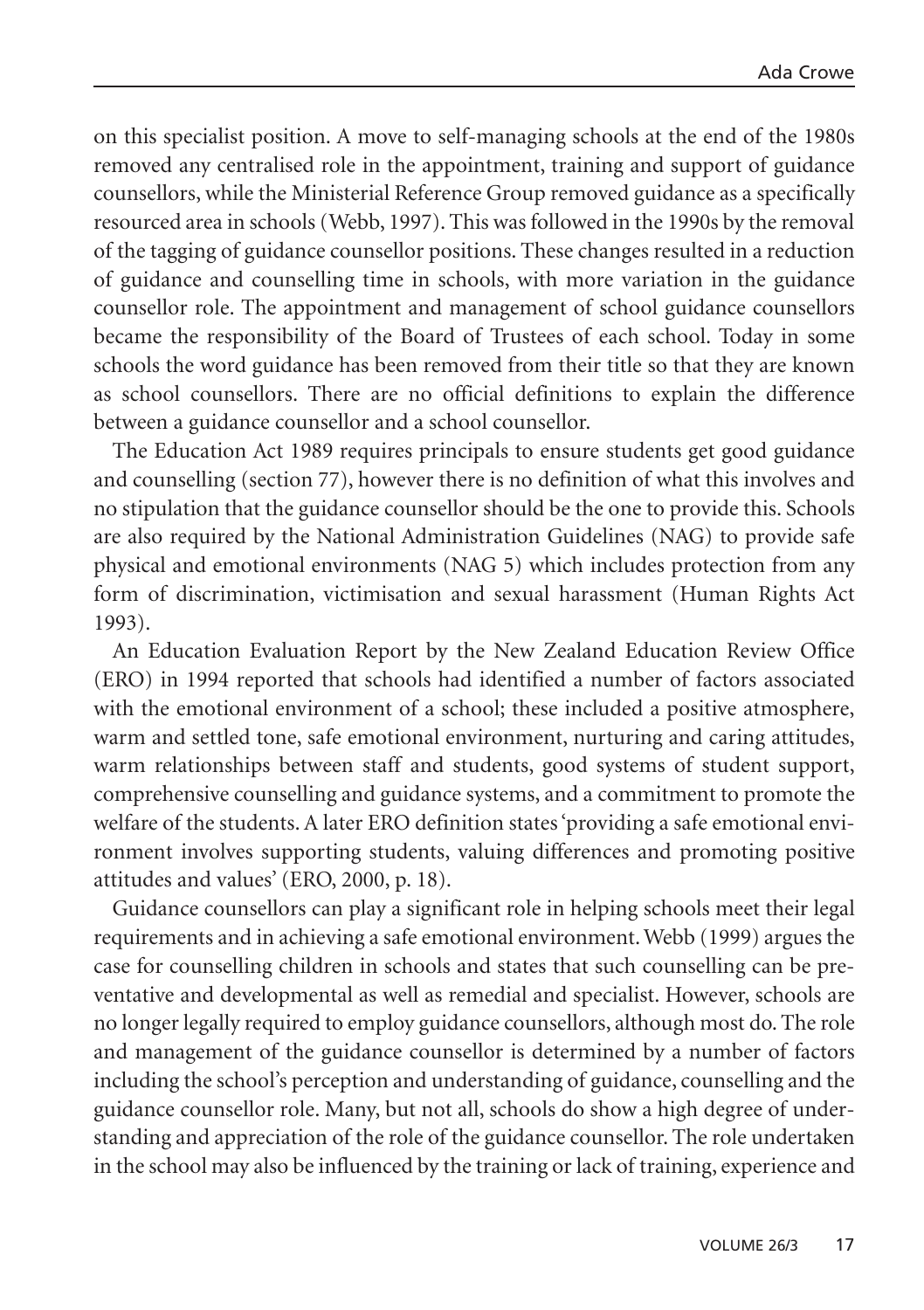on this specialist position. A move to self-managing schools at the end of the 1980s removed any centralised role in the appointment, training and support of guidance counsellors, while the Ministerial Reference Group removed guidance as a specifically resourced area in schools (Webb, 1997). This was followed in the 1990s by the removal of the tagging of guidance counsellor positions. These changes resulted in a reduction of guidance and counselling time in schools, with more variation in the guidance counsellor role. The appointment and management of school guidance counsellors became the responsibility of the Board of Trustees of each school. Today in some schools the word guidance has been removed from their title so that they are known as school counsellors. There are no official definitions to explain the difference between a guidance counsellor and a school counsellor.

The Education Act 1989 requires principals to ensure students get good guidance and counselling (section 77), however there is no definition of what this involves and no stipulation that the guidance counsellor should be the one to provide this. Schools are also required by the National Administration Guidelines (NAG) to provide safe physical and emotional environments (NAG 5) which includes protection from any form of discrimination, victimisation and sexual harassment (Human Rights Act 1993).

An Education Evaluation Report by the New Zealand Education Review Office (ERO) in 1994 reported that schools had identified a number of factors associated with the emotional environment of a school; these included a positive atmosphere, warm and settled tone, safe emotional environment, nurturing and caring attitudes, warm relationships between staff and students, good systems of student support, comprehensive counselling and guidance systems, and a commitment to promote the welfare of the students. A later ERO definition states 'providing a safe emotional environment involves supporting students, valuing differences and promoting positive attitudes and values' (ERO, 2000, p. 18).

Guidance counsellors can play a significant role in helping schools meet their legal requirements and in achieving a safe emotional environment. Webb (1999) argues the case for counselling children in schools and states that such counselling can be preventative and developmental as well as remedial and specialist. However, schools are no longer legally required to employ guidance counsellors, although most do. The role and management of the guidance counsellor is determined by a number of factors including the school's perception and understanding of guidance, counselling and the guidance counsellor role. Many, but not all, schools do show a high degree of understanding and appreciation of the role of the guidance counsellor. The role undertaken in the school may also be influenced by the training or lack of training, experience and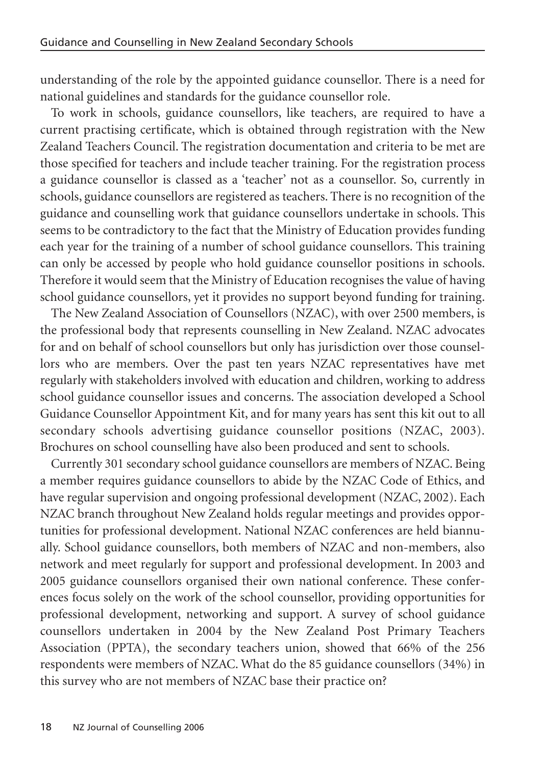understanding of the role by the appointed guidance counsellor. There is a need for national guidelines and standards for the guidance counsellor role.

To work in schools, guidance counsellors, like teachers, are required to have a current practising certificate, which is obtained through registration with the New Zealand Teachers Council. The registration documentation and criteria to be met are those specified for teachers and include teacher training. For the registration process a guidance counsellor is classed as a 'teacher' not as a counsellor. So, currently in schools, guidance counsellors are registered as teachers. There is no recognition of the guidance and counselling work that guidance counsellors undertake in schools. This seems to be contradictory to the fact that the Ministry of Education provides funding each year for the training of a number of school guidance counsellors. This training can only be accessed by people who hold guidance counsellor positions in schools. Therefore it would seem that the Ministry of Education recognises the value of having school guidance counsellors, yet it provides no support beyond funding for training.

The New Zealand Association of Counsellors (NZAC), with over 2500 members, is the professional body that represents counselling in New Zealand. NZAC advocates for and on behalf of school counsellors but only has jurisdiction over those counsellors who are members. Over the past ten years NZAC representatives have met regularly with stakeholders involved with education and children, working to address school guidance counsellor issues and concerns. The association developed a School Guidance Counsellor Appointment Kit, and for many years has sent this kit out to all secondary schools advertising guidance counsellor positions (NZAC, 2003). Brochures on school counselling have also been produced and sent to schools.

Currently 301 secondary school guidance counsellors are members of NZAC. Being a member requires guidance counsellors to abide by the NZAC Code of Ethics, and have regular supervision and ongoing professional development (NZAC, 2002). Each NZAC branch throughout New Zealand holds regular meetings and provides opportunities for professional development. National NZAC conferences are held biannually. School guidance counsellors, both members of NZAC and non-members, also network and meet regularly for support and professional development. In 2003 and 2005 guidance counsellors organised their own national conference. These conferences focus solely on the work of the school counsellor, providing opportunities for professional development, networking and support. A survey of school guidance counsellors undertaken in 2004 by the New Zealand Post Primary Teachers Association (PPTA), the secondary teachers union, showed that 66% of the 256 respondents were members of NZAC. What do the 85 guidance counsellors (34%) in this survey who are not members of NZAC base their practice on?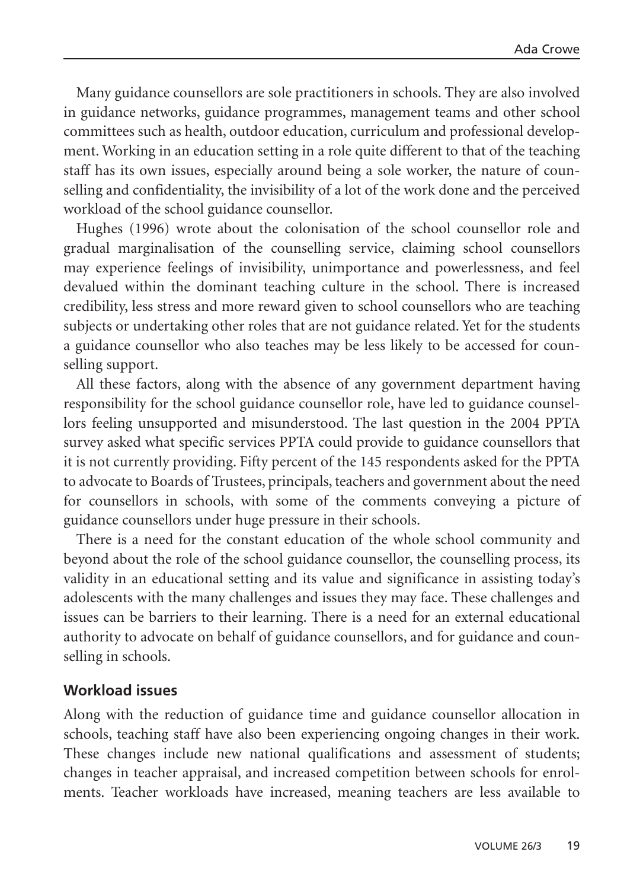Many guidance counsellors are sole practitioners in schools. They are also involved in guidance networks, guidance programmes, management teams and other school committees such as health, outdoor education, curriculum and professional development. Working in an education setting in a role quite different to that of the teaching staff has its own issues, especially around being a sole worker, the nature of counselling and confidentiality, the invisibility of a lot of the work done and the perceived workload of the school guidance counsellor.

Hughes (1996) wrote about the colonisation of the school counsellor role and gradual marginalisation of the counselling service, claiming school counsellors may experience feelings of invisibility, unimportance and powerlessness, and feel devalued within the dominant teaching culture in the school. There is increased credibility, less stress and more reward given to school counsellors who are teaching subjects or undertaking other roles that are not guidance related. Yet for the students a guidance counsellor who also teaches may be less likely to be accessed for counselling support.

All these factors, along with the absence of any government department having responsibility for the school guidance counsellor role, have led to guidance counsellors feeling unsupported and misunderstood. The last question in the 2004 PPTA survey asked what specific services PPTA could provide to guidance counsellors that it is not currently providing. Fifty percent of the 145 respondents asked for the PPTA to advocate to Boards of Trustees, principals, teachers and government about the need for counsellors in schools, with some of the comments conveying a picture of guidance counsellors under huge pressure in their schools.

There is a need for the constant education of the whole school community and beyond about the role of the school guidance counsellor, the counselling process, its validity in an educational setting and its value and significance in assisting today's adolescents with the many challenges and issues they may face. These challenges and issues can be barriers to their learning. There is a need for an external educational authority to advocate on behalf of guidance counsellors, and for guidance and counselling in schools.

## Workload issues

Along with the reduction of guidance time and guidance counsellor allocation in schools, teaching staff have also been experiencing ongoing changes in their work. These changes include new national qualifications and assessment of students; changes in teacher appraisal, and increased competition between schools for enrolments. Teacher workloads have increased, meaning teachers are less available to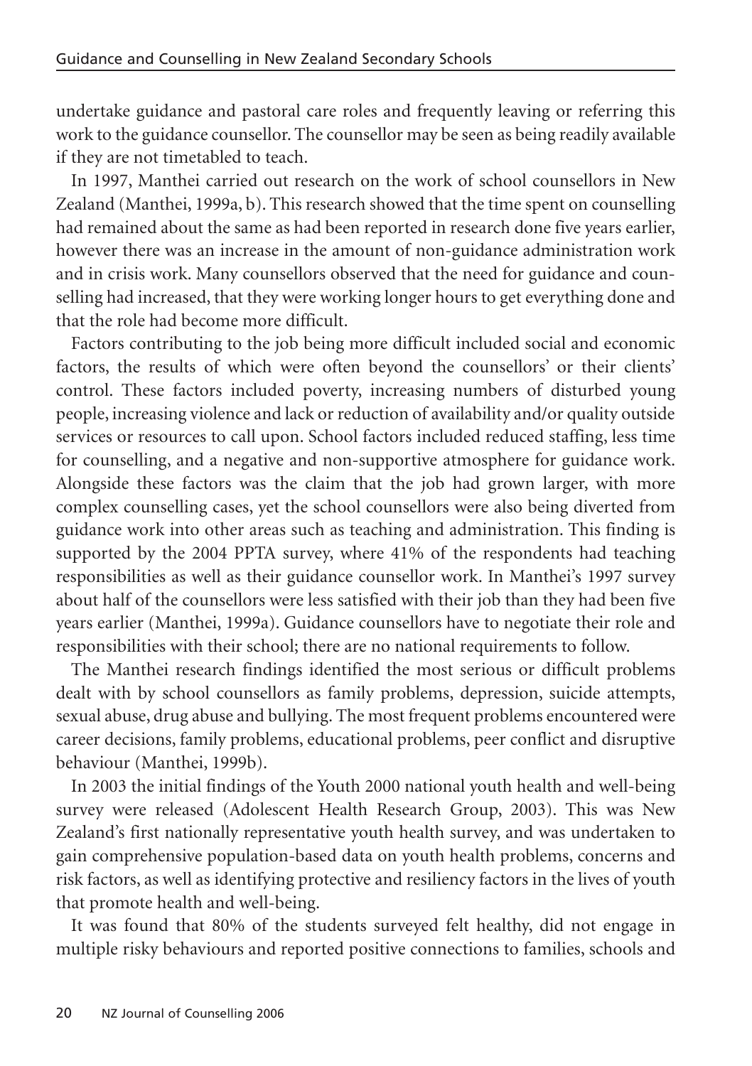undertake guidance and pastoral care roles and frequently leaving or referring this work to the guidance counsellor. The counsellor may be seen as being readily available if they are not timetabled to teach.

In 1997, Manthei carried out research on the work of school counsellors in New Zealand (Manthei, 1999a, b). This research showed that the time spent on counselling had remained about the same as had been reported in research done five years earlier, however there was an increase in the amount of non-guidance administration work and in crisis work. Many counsellors observed that the need for guidance and counselling had increased, that they were working longer hours to get everything done and that the role had become more difficult.

Factors contributing to the job being more difficult included social and economic factors, the results of which were often beyond the counsellors' or their clients' control. These factors included poverty, increasing numbers of disturbed young people, increasing violence and lack or reduction of availability and/or quality outside services or resources to call upon. School factors included reduced staffing, less time for counselling, and a negative and non-supportive atmosphere for guidance work. Alongside these factors was the claim that the job had grown larger, with more complex counselling cases, yet the school counsellors were also being diverted from guidance work into other areas such as teaching and administration. This finding is supported by the 2004 PPTA survey, where 41% of the respondents had teaching responsibilities as well as their guidance counsellor work. In Manthei's 1997 survey about half of the counsellors were less satisfied with their job than they had been five years earlier (Manthei, 1999a). Guidance counsellors have to negotiate their role and responsibilities with their school; there are no national requirements to follow.

The Manthei research findings identified the most serious or difficult problems dealt with by school counsellors as family problems, depression, suicide attempts, sexual abuse, drug abuse and bullying. The most frequent problems encountered were career decisions, family problems, educational problems, peer conflict and disruptive behaviour (Manthei, 1999b).

In 2003 the initial findings of the Youth 2000 national youth health and well-being survey were released (Adolescent Health Research Group, 2003). This was New Zealand's first nationally representative youth health survey, and was undertaken to gain comprehensive population-based data on youth health problems, concerns and risk factors, as well as identifying protective and resiliency factors in the lives of youth that promote health and well-being.

It was found that 80% of the students surveyed felt healthy, did not engage in multiple risky behaviours and reported positive connections to families, schools and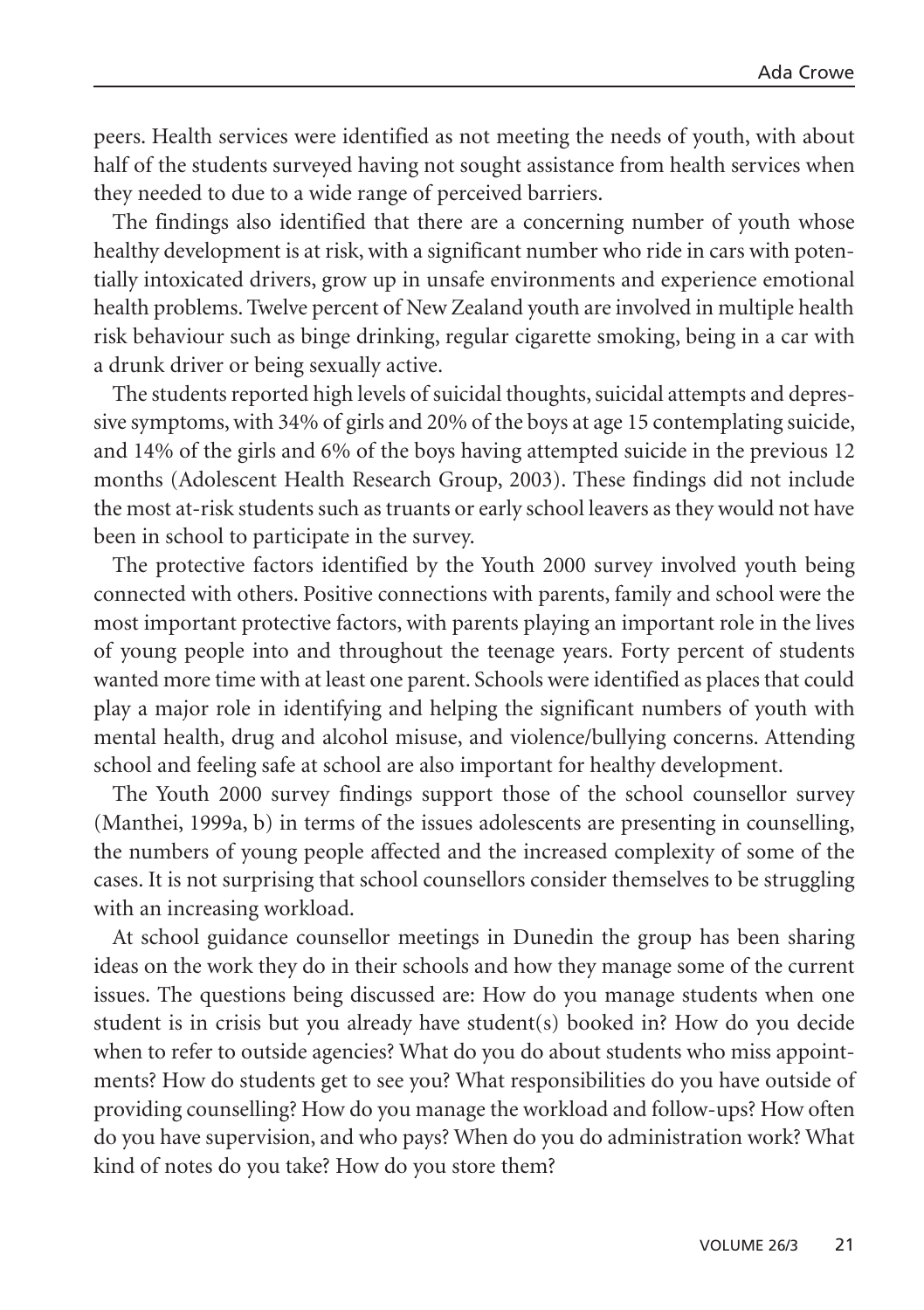peers. Health services were identified as not meeting the needs of youth, with about half of the students surveyed having not sought assistance from health services when they needed to due to a wide range of perceived barriers.

The findings also identified that there are a concerning number of youth whose healthy development is at risk, with a significant number who ride in cars with potentially intoxicated drivers, grow up in unsafe environments and experience emotional health problems. Twelve percent of New Zealand youth are involved in multiple health risk behaviour such as binge drinking, regular cigarette smoking, being in a car with a drunk driver or being sexually active.

The students reported high levels of suicidal thoughts, suicidal attempts and depressive symptoms, with 34% of girls and 20% of the boys at age 15 contemplating suicide, and 14% of the girls and 6% of the boys having attempted suicide in the previous 12 months (Adolescent Health Research Group, 2003). These findings did not include the most at-risk students such as truants or early school leavers as they would not have been in school to participate in the survey.

The protective factors identified by the Youth 2000 survey involved youth being connected with others. Positive connections with parents, family and school were the most important protective factors, with parents playing an important role in the lives of young people into and throughout the teenage years. Forty percent of students wanted more time with at least one parent. Schools were identified as places that could play a major role in identifying and helping the significant numbers of youth with mental health, drug and alcohol misuse, and violence/bullying concerns. Attending school and feeling safe at school are also important for healthy development.

The Youth 2000 survey findings support those of the school counsellor survey (Manthei, 1999a, b) in terms of the issues adolescents are presenting in counselling, the numbers of young people affected and the increased complexity of some of the cases. It is not surprising that school counsellors consider themselves to be struggling with an increasing workload.

At school guidance counsellor meetings in Dunedin the group has been sharing ideas on the work they do in their schools and how they manage some of the current issues. The questions being discussed are: How do you manage students when one student is in crisis but you already have student(s) booked in? How do you decide when to refer to outside agencies? What do you do about students who miss appointments? How do students get to see you? What responsibilities do you have outside of providing counselling? How do you manage the workload and follow-ups? How often do you have supervision, and who pays? When do you do administration work? What kind of notes do you take? How do you store them?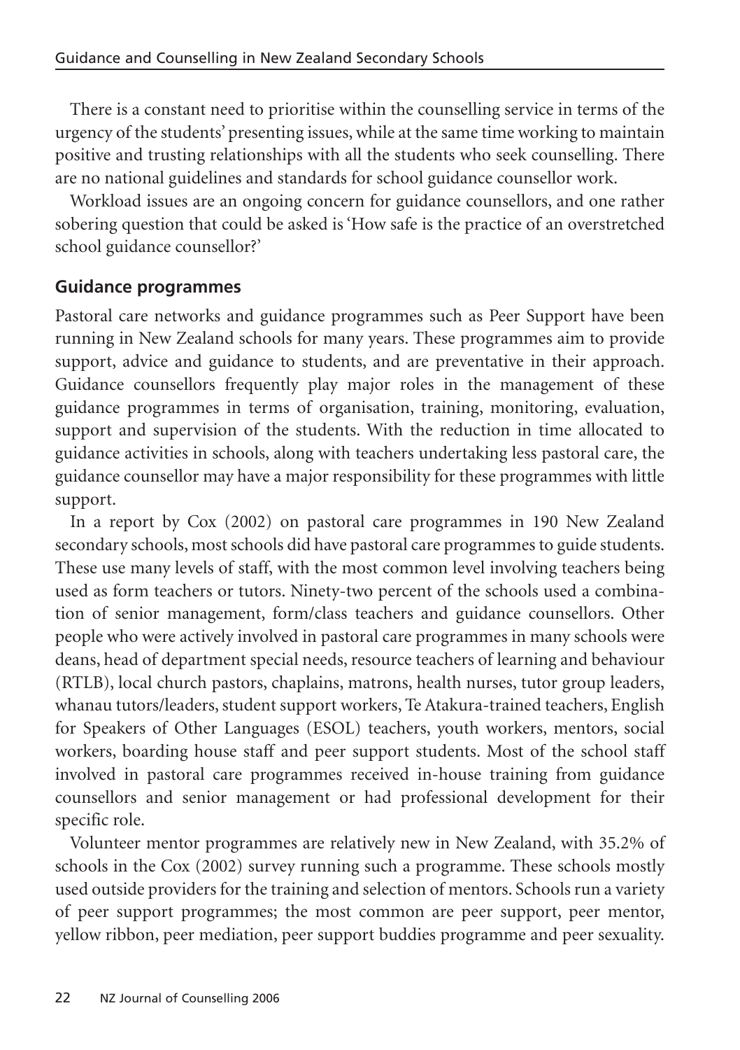There is a constant need to prioritise within the counselling service in terms of the urgency of the students' presenting issues, while at the same time working to maintain positive and trusting relationships with all the students who seek counselling. There are no national guidelines and standards for school guidance counsellor work.

Workload issues are an ongoing concern for guidance counsellors, and one rather sobering question that could be asked is 'How safe is the practice of an overstretched school guidance counsellor?'

## Guidance programmes

Pastoral care networks and guidance programmes such as Peer Support have been running in New Zealand schools for many years. These programmes aim to provide support, advice and guidance to students, and are preventative in their approach. Guidance counsellors frequently play major roles in the management of these guidance programmes in terms of organisation, training, monitoring, evaluation, support and supervision of the students. With the reduction in time allocated to guidance activities in schools, along with teachers undertaking less pastoral care, the guidance counsellor may have a major responsibility for these programmes with little support.

In a report by Cox (2002) on pastoral care programmes in 190 New Zealand secondary schools, most schools did have pastoral care programmes to guide students. These use many levels of staff, with the most common level involving teachers being used as form teachers or tutors. Ninety-two percent of the schools used a combination of senior management, form/class teachers and guidance counsellors. Other people who were actively involved in pastoral care programmes in many schools were deans, head of department special needs, resource teachers of learning and behaviour (RTLB), local church pastors, chaplains, matrons, health nurses, tutor group leaders, whanau tutors/leaders, student support workers, Te Atakura-trained teachers, English for Speakers of Other Languages (ESOL) teachers, youth workers, mentors, social workers, boarding house staff and peer support students. Most of the school staff involved in pastoral care programmes received in-house training from guidance counsellors and senior management or had professional development for their specific role.

Volunteer mentor programmes are relatively new in New Zealand, with 35.2% of schools in the Cox (2002) survey running such a programme. These schools mostly used outside providers for the training and selection of mentors. Schools run a variety of peer support programmes; the most common are peer support, peer mentor, yellow ribbon, peer mediation, peer support buddies programme and peer sexuality.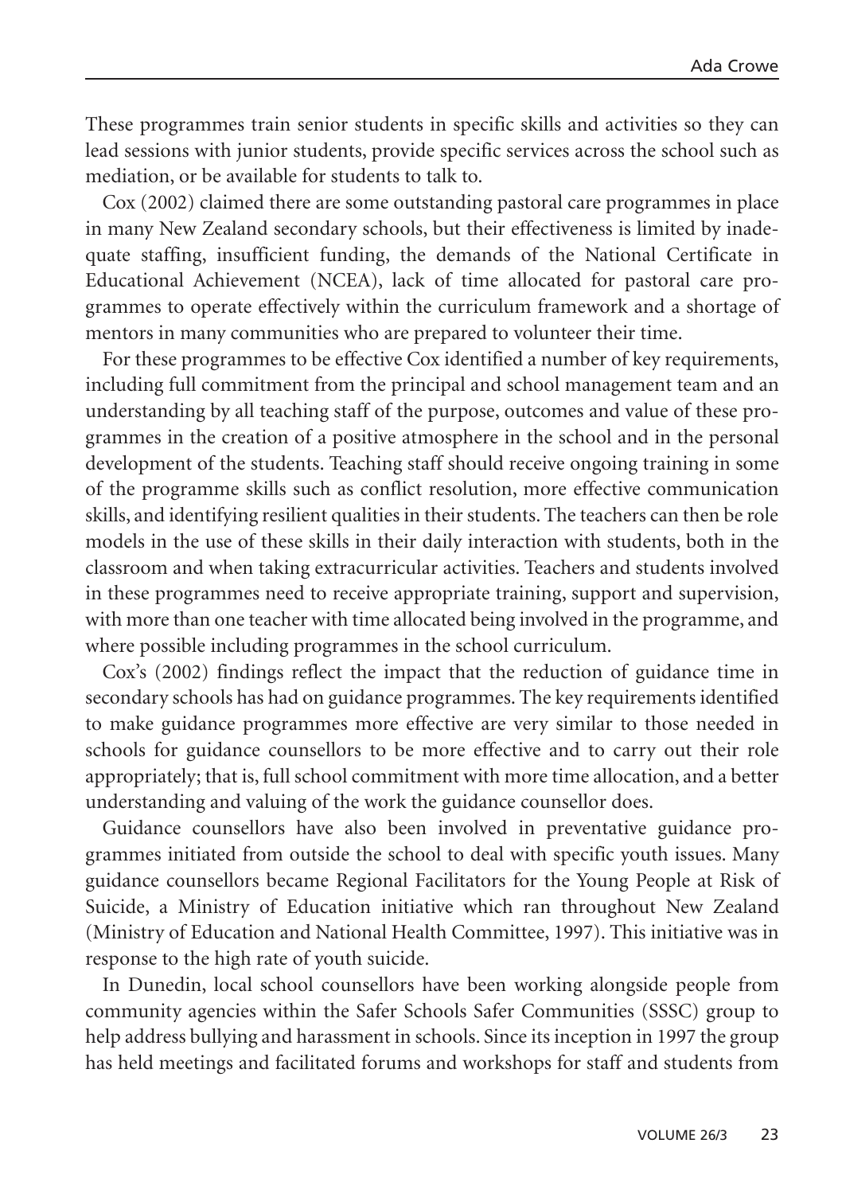These programmes train senior students in specific skills and activities so they can lead sessions with junior students, provide specific services across the school such as mediation, or be available for students to talk to.

Cox (2002) claimed there are some outstanding pastoral care programmes in place in many New Zealand secondary schools, but their effectiveness is limited by inadequate staffing, insufficient funding, the demands of the National Certificate in Educational Achievement (NCEA), lack of time allocated for pastoral care programmes to operate effectively within the curriculum framework and a shortage of mentors in many communities who are prepared to volunteer their time.

For these programmes to be effective Cox identified a number of key requirements, including full commitment from the principal and school management team and an understanding by all teaching staff of the purpose, outcomes and value of these programmes in the creation of a positive atmosphere in the school and in the personal development of the students. Teaching staff should receive ongoing training in some of the programme skills such as conflict resolution, more effective communication skills, and identifying resilient qualities in their students. The teachers can then be role models in the use of these skills in their daily interaction with students, both in the classroom and when taking extracurricular activities. Teachers and students involved in these programmes need to receive appropriate training, support and supervision, with more than one teacher with time allocated being involved in the programme, and where possible including programmes in the school curriculum.

Cox's (2002) findings reflect the impact that the reduction of guidance time in secondary schools has had on guidance programmes. The key requirements identified to make guidance programmes more effective are very similar to those needed in schools for guidance counsellors to be more effective and to carry out their role appropriately; that is, full school commitment with more time allocation, and a better understanding and valuing of the work the guidance counsellor does.

Guidance counsellors have also been involved in preventative guidance programmes initiated from outside the school to deal with specific youth issues. Many guidance counsellors became Regional Facilitators for the Young People at Risk of Suicide, a Ministry of Education initiative which ran throughout New Zealand (Ministry of Education and National Health Committee, 1997). This initiative was in response to the high rate of youth suicide.

In Dunedin, local school counsellors have been working alongside people from community agencies within the Safer Schools Safer Communities (SSSC) group to help address bullying and harassment in schools. Since its inception in 1997 the group has held meetings and facilitated forums and workshops for staff and students from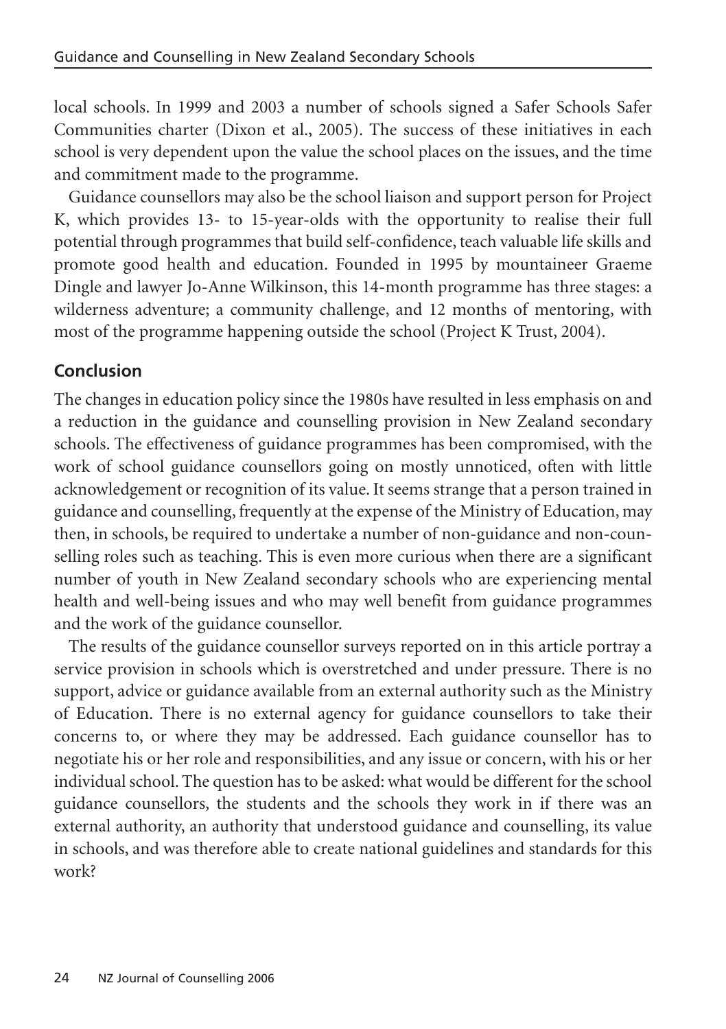local schools. In 1999 and 2003 a number of schools signed a Safer Schools Safer Communities charter (Dixon et al., 2005). The success of these initiatives in each school is very dependent upon the value the school places on the issues, and the time and commitment made to the programme.

Guidance counsellors may also be the school liaison and support person for Project K, which provides 13- to 15-year-olds with the opportunity to realise their full potential through programmes that build self-confidence, teach valuable life skills and promote good health and education. Founded in 1995 by mountaineer Graeme Dingle and lawyer Jo-Anne Wilkinson, this 14-month programme has three stages: a wilderness adventure; a community challenge, and 12 months of mentoring, with most of the programme happening outside the school (Project K Trust, 2004).

## Conclusion

The changes in education policy since the 1980s have resulted in less emphasis on and a reduction in the guidance and counselling provision in New Zealand secondary schools. The effectiveness of guidance programmes has been compromised, with the work of school guidance counsellors going on mostly unnoticed, often with little acknowledgement or recognition of its value. It seems strange that a person trained in guidance and counselling, frequently at the expense of the Ministry of Education, may then, in schools, be required to undertake a number of non-guidance and non-counselling roles such as teaching. This is even more curious when there are a significant number of youth in New Zealand secondary schools who are experiencing mental health and well-being issues and who may well benefit from guidance programmes and the work of the guidance counsellor.

The results of the guidance counsellor surveys reported on in this article portray a service provision in schools which is overstretched and under pressure. There is no support, advice or guidance available from an external authority such as the Ministry of Education. There is no external agency for guidance counsellors to take their concerns to, or where they may be addressed. Each guidance counsellor has to negotiate his or her role and responsibilities, and any issue or concern, with his or her individual school. The question has to be asked: what would be different for the school guidance counsellors, the students and the schools they work in if there was an external authority, an authority that understood guidance and counselling, its value in schools, and was therefore able to create national guidelines and standards for this work?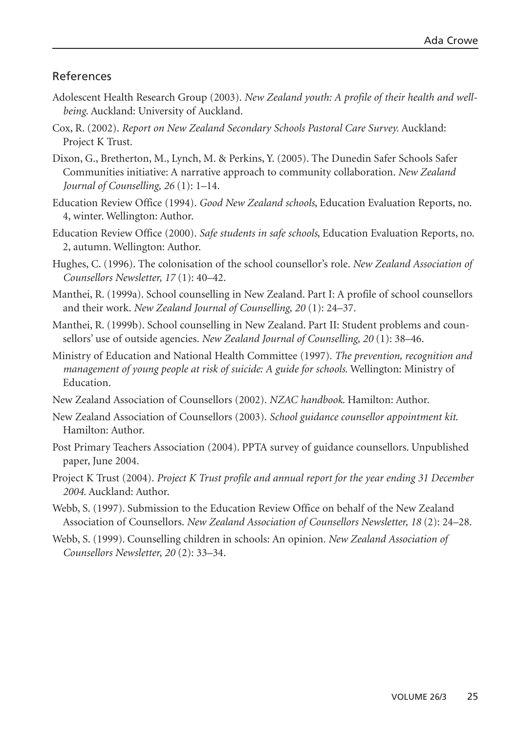## References

Adolescent Health Research Group (2003). *New Zealand youth: A profile of their health and well-being*. Auckland: University of Auckland.

Cox, R. (2002). *Report on New Zealand Secondary Schools Pastoral Care Survey*. Auckland: Project K Trust.

Dixon, G., Bretherton, M., Lynch, M. & Perkins, Y. (2005). The Dunedin Safer Schools Safer Communities initiative: A narrative approach to community collaboration. *New Zealand Journal of Counselling, 26* (1): 1–14.

Education Review Office (1994). *Good New Zealand schools*, Education Evaluation Reports, no. 4, winter. Wellington: Author.

Education Review Office (2000). *Safe students in safe schools*, Education Evaluation Reports, no. 2, autumn. Wellington: Author.

Hughes, C. (1996). The colonisation of the school counsellor's role. *New Zealand Association of Counsellors Newsletter, 17* (1): 40–42.

Manthei, R. (1999a). School counselling in New Zealand. Part I: A profile of school counsellors and their work. *New Zealand Journal of Counselling, 20* (1): 24–37.

Manthei, R. (1999b). School counselling in New Zealand. Part II: Student problems and counsellors' use of outside agencies. *New Zealand Journal of Counselling, 20* (1): 38–46.

Ministry of Education and National Health Committee (1997). *The prevention, recognition and management of young people at risk of suicide: A guide for schools.* Wellington: Ministry of Education.

New Zealand Association of Counsellors (2002). *NZAC handbook*. Hamilton: Author.

New Zealand Association of Counsellors (2003). *School guidance counsellor appointment kit*. Hamilton: Author.

Post Primary Teachers Association (2004). PPTA survey of guidance counsellors. Unpublished paper, June 2004.

Project K Trust (2004). *Project K Trust profile and annual report for the year ending 31 December 2004*. Auckland: Author.

Webb, S. (1997). Submission to the Education Review Office on behalf of the New Zealand Association of Counsellors. *New Zealand Association of Counsellors Newsletter, 18* (2): 24–28.

Webb, S. (1999). Counselling children in schools: An opinion. *New Zealand Association of Counsellors Newsletter, 20* (2): 33–34.